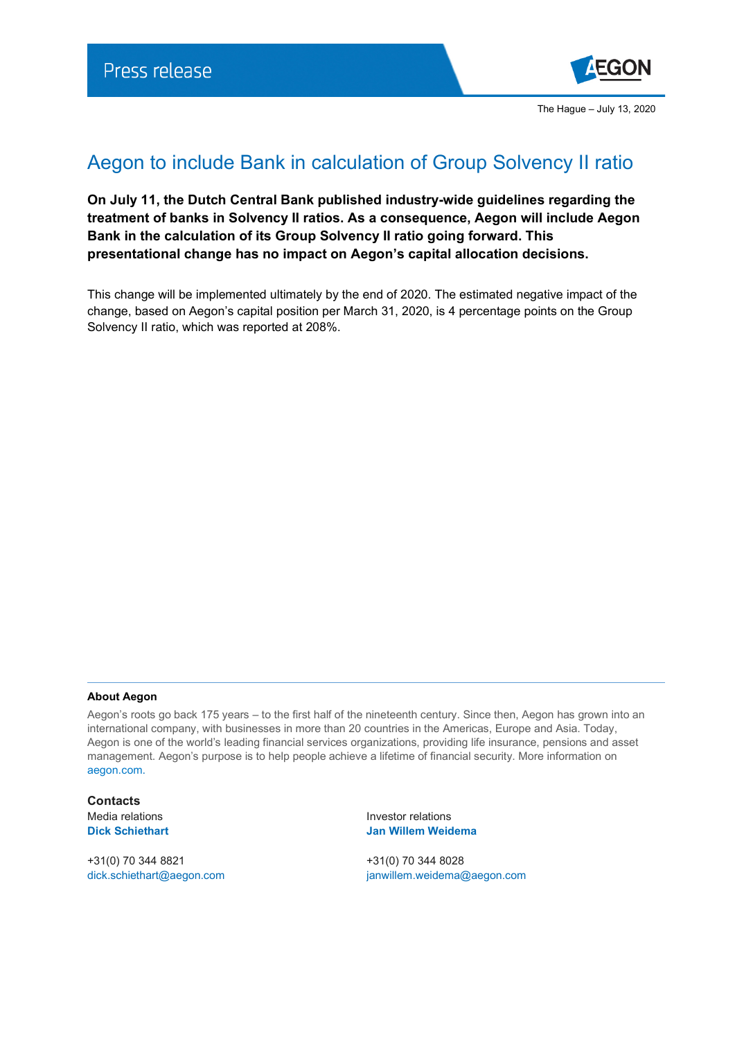Press release

The Hague – July 13, 2020

# Aegon to include Bank in calculation of Group Solvency II ratio

**On July 11, the Dutch Central Bank published industry-wide guidelines regarding the treatment of banks in Solvency II ratios. As a consequence, Aegon will include Aegon Bank in the calculation of its Group Solvency II ratio going forward. This presentational change has no impact on Aegon's capital allocation decisions.**

This change will be implemented ultimately by the end of 2020. The estimated negative impact of the change, based on Aegon's capital position per March 31, 2020, is 4 percentage points on the Group Solvency II ratio, which was reported at 208%.

---

**About Aegon**

Aegon's roots go back 175 years – to the first half of the nineteenth century. Since then, Aegon has grown into an international company, with businesses in more than 20 countries in the Americas, Europe and Asia. Today, Aegon is one of the world's leading financial services organizations, providing life insurance, pensions and asset management. Aegon's purpose is to help people achieve a lifetime of financial security. More information on aegon.com.

**Contacts**

Media relations
**Dick Schiethart**

+31(0) 70 344 8821
dick.schiethart@aegon.com

Investor relations
**Jan Willem Weidema**

+31(0) 70 344 8028
janwillem.weidema@aegon.com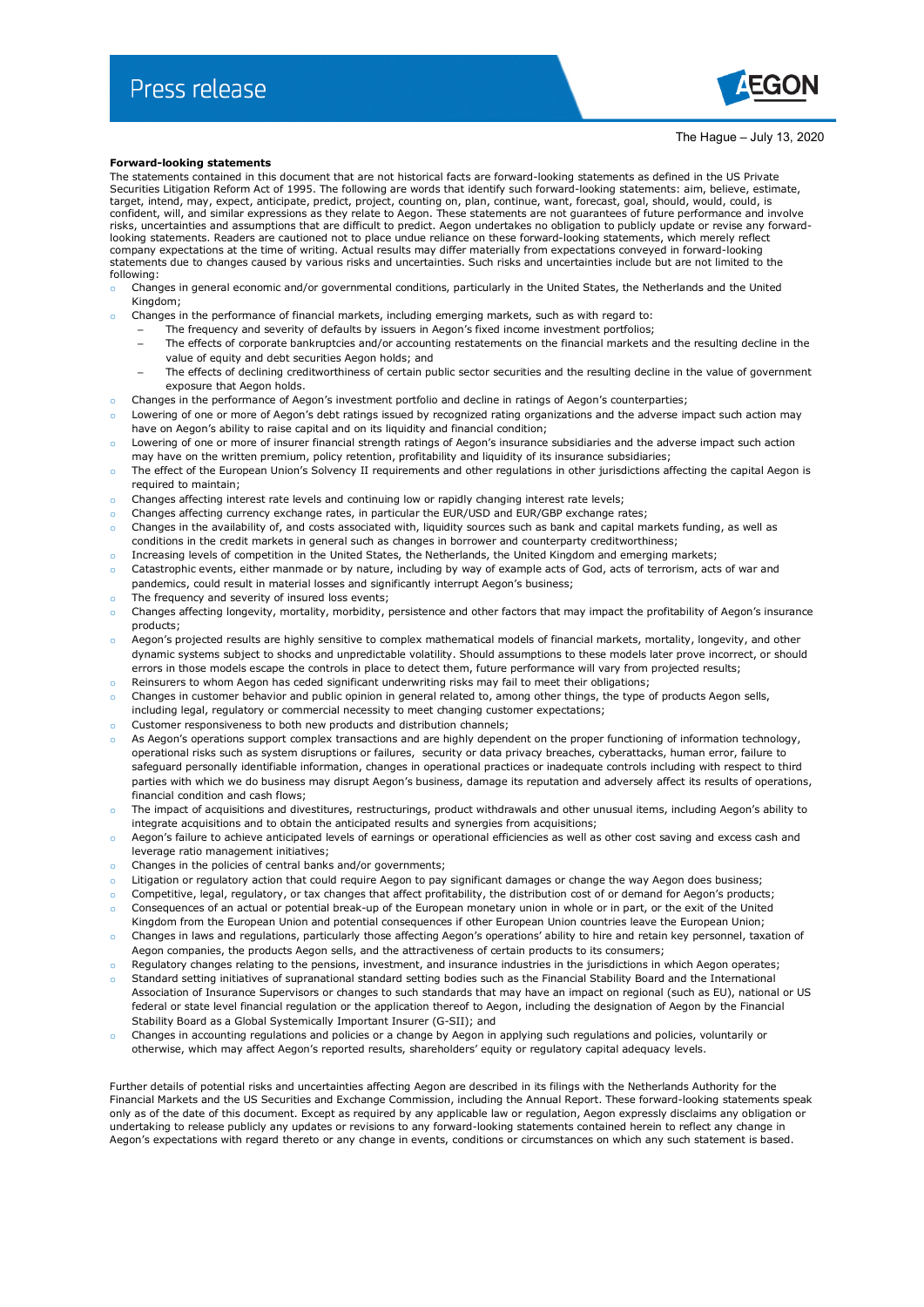**Forward-looking statements**

The statements contained in this document that are not historical facts are forward-looking statements as defined in the US Private Securities Litigation Reform Act of 1995. The following are words that identify such forward-looking statements: aim, believe, estimate, target, intend, may, expect, anticipate, predict, project, counting on, plan, continue, want, forecast, goal, should, would, could, is confident, will, and similar expressions as they relate to Aegon. These statements are not guarantees of future performance and involve risks, uncertainties and assumptions that are difficult to predict. Aegon undertakes no obligation to publicly update or revise any forward-looking statements. Readers are cautioned not to place undue reliance on these forward-looking statements, which merely reflect company expectations at the time of writing. Actual results may differ materially from expectations conveyed in forward-looking statements due to changes caused by various risks and uncertainties. Such risks and uncertainties include but are not limited to the following:

- Changes in general economic and/or governmental conditions, particularly in the United States, the Netherlands and the United Kingdom;
- Changes in the performance of financial markets, including emerging markets, such as with regard to:
  - The frequency and severity of defaults by issuers in Aegon's fixed income investment portfolios;
  - The effects of corporate bankruptcies and/or accounting restatements on the financial markets and the resulting decline in the value of equity and debt securities Aegon holds; and
  - The effects of declining creditworthiness of certain public sector securities and the resulting decline in the value of government exposure that Aegon holds.
- Changes in the performance of Aegon's investment portfolio and decline in ratings of Aegon's counterparties;
- Lowering of one or more of Aegon's debt ratings issued by recognized rating organizations and the adverse impact such action may have on Aegon's ability to raise capital and on its liquidity and financial condition;
- Lowering of one or more of insurer financial strength ratings of Aegon's insurance subsidiaries and the adverse impact such action may have on the written premium, policy retention, profitability and liquidity of its insurance subsidiaries;
- The effect of the European Union's Solvency II requirements and other regulations in other jurisdictions affecting the capital Aegon is required to maintain;
- Changes affecting interest rate levels and continuing low or rapidly changing interest rate levels;
- Changes affecting currency exchange rates, in particular the EUR/USD and EUR/GBP exchange rates;
- Changes in the availability of, and costs associated with, liquidity sources such as bank and capital markets funding, as well as conditions in the credit markets in general such as changes in borrower and counterparty creditworthiness;
- Increasing levels of competition in the United States, the Netherlands, the United Kingdom and emerging markets;
- Catastrophic events, either manmade or by nature, including by way of example acts of God, acts of terrorism, acts of war and pandemics, could result in material losses and significantly interrupt Aegon's business;
- The frequency and severity of insured loss events;
- Changes affecting longevity, mortality, morbidity, persistence and other factors that may impact the profitability of Aegon's insurance products;
- Aegon's projected results are highly sensitive to complex mathematical models of financial markets, mortality, longevity, and other dynamic systems subject to shocks and unpredictable volatility. Should assumptions to these models later prove incorrect, or should errors in those models escape the controls in place to detect them, future performance will vary from projected results;
- Reinsurers to whom Aegon has ceded significant underwriting risks may fail to meet their obligations;
- Changes in customer behavior and public opinion in general related to, among other things, the type of products Aegon sells, including legal, regulatory or commercial necessity to meet changing customer expectations;
- Customer responsiveness to both new products and distribution channels;
- As Aegon's operations support complex transactions and are highly dependent on the proper functioning of information technology, operational risks such as system disruptions or failures, security or data privacy breaches, cyberattacks, human error, failure to safeguard personally identifiable information, changes in operational practices or inadequate controls including with respect to third parties with which we do business may disrupt Aegon's business, damage its reputation and adversely affect its results of operations, financial condition and cash flows;
- The impact of acquisitions and divestitures, restructurings, product withdrawals and other unusual items, including Aegon's ability to integrate acquisitions and to obtain the anticipated results and synergies from acquisitions;
- Aegon's failure to achieve anticipated levels of earnings or operational efficiencies as well as other cost saving and excess cash and leverage ratio management initiatives;
- Changes in the policies of central banks and/or governments;
- Litigation or regulatory action that could require Aegon to pay significant damages or change the way Aegon does business;
- Competitive, legal, regulatory, or tax changes that affect profitability, the distribution cost of or demand for Aegon's products;
- Consequences of an actual or potential break-up of the European monetary union in whole or in part, or the exit of the United Kingdom from the European Union and potential consequences if other European Union countries leave the European Union;
- Changes in laws and regulations, particularly those affecting Aegon's operations' ability to hire and retain key personnel, taxation of Aegon companies, the products Aegon sells, and the attractiveness of certain products to its consumers;
- Regulatory changes relating to the pensions, investment, and insurance industries in the jurisdictions in which Aegon operates;
- Standard setting initiatives of supranational standard setting bodies such as the Financial Stability Board and the International Association of Insurance Supervisors or changes to such standards that may have an impact on regional (such as EU), national or US federal or state level financial regulation or the application thereof to Aegon, including the designation of Aegon by the Financial Stability Board as a Global Systemically Important Insurer (G-SII); and
- Changes in accounting regulations and policies or a change by Aegon in applying such regulations and policies, voluntarily or otherwise, which may affect Aegon's reported results, shareholders' equity or regulatory capital adequacy levels.

Further details of potential risks and uncertainties affecting Aegon are described in its filings with the Netherlands Authority for the Financial Markets and the US Securities and Exchange Commission, including the Annual Report. These forward-looking statements speak only as of the date of this document. Except as required by any applicable law or regulation, Aegon expressly disclaims any obligation or undertaking to release publicly any updates or revisions to any forward-looking statements contained herein to reflect any change in Aegon's expectations with regard thereto or any change in events, conditions or circumstances on which any such statement is based.